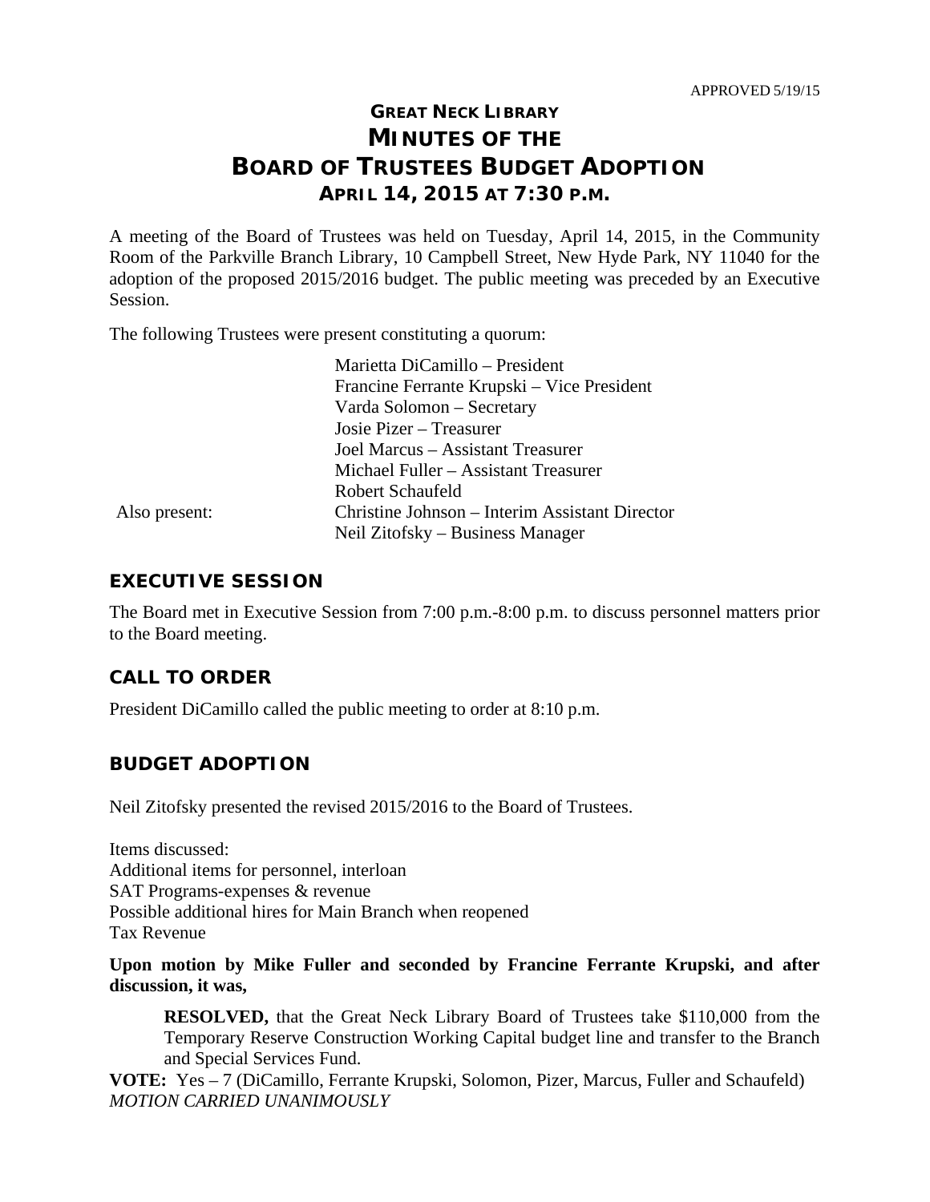APPROVED 5/19/15

# GREAT NECK LIBRARY
# MINUTES OF THE
# BOARD OF TRUSTEES BUDGET ADOPTION
## APRIL 14, 2015 AT 7:30 P.M.

A meeting of the Board of Trustees was held on Tuesday, April 14, 2015, in the Community Room of the Parkville Branch Library, 10 Campbell Street, New Hyde Park, NY 11040 for the adoption of the proposed 2015/2016 budget. The public meeting was preceded by an Executive Session.

The following Trustees were present constituting a quorum:

Marietta DiCamillo – President
Francine Ferrante Krupski – Vice President
Varda Solomon – Secretary
Josie Pizer – Treasurer
Joel Marcus – Assistant Treasurer
Michael Fuller – Assistant Treasurer
Robert Schaufeld

Also present:
Christine Johnson – Interim Assistant Director
Neil Zitofsky – Business Manager

## EXECUTIVE SESSION

The Board met in Executive Session from 7:00 p.m.-8:00 p.m. to discuss personnel matters prior to the Board meeting.

## CALL TO ORDER

President DiCamillo called the public meeting to order at 8:10 p.m.

## BUDGET ADOPTION

Neil Zitofsky presented the revised 2015/2016 to the Board of Trustees.

Items discussed:
Additional items for personnel, interloan
SAT Programs-expenses & revenue
Possible additional hires for Main Branch when reopened
Tax Revenue

**Upon motion by Mike Fuller and seconded by Francine Ferrante Krupski, and after discussion, it was,**

> **RESOLVED,** that the Great Neck Library Board of Trustees take $110,000 from the Temporary Reserve Construction Working Capital budget line and transfer to the Branch and Special Services Fund.

**VOTE:** Yes – 7 (DiCamillo, Ferrante Krupski, Solomon, Pizer, Marcus, Fuller and Schaufeld)
*MOTION CARRIED UNANIMOUSLY*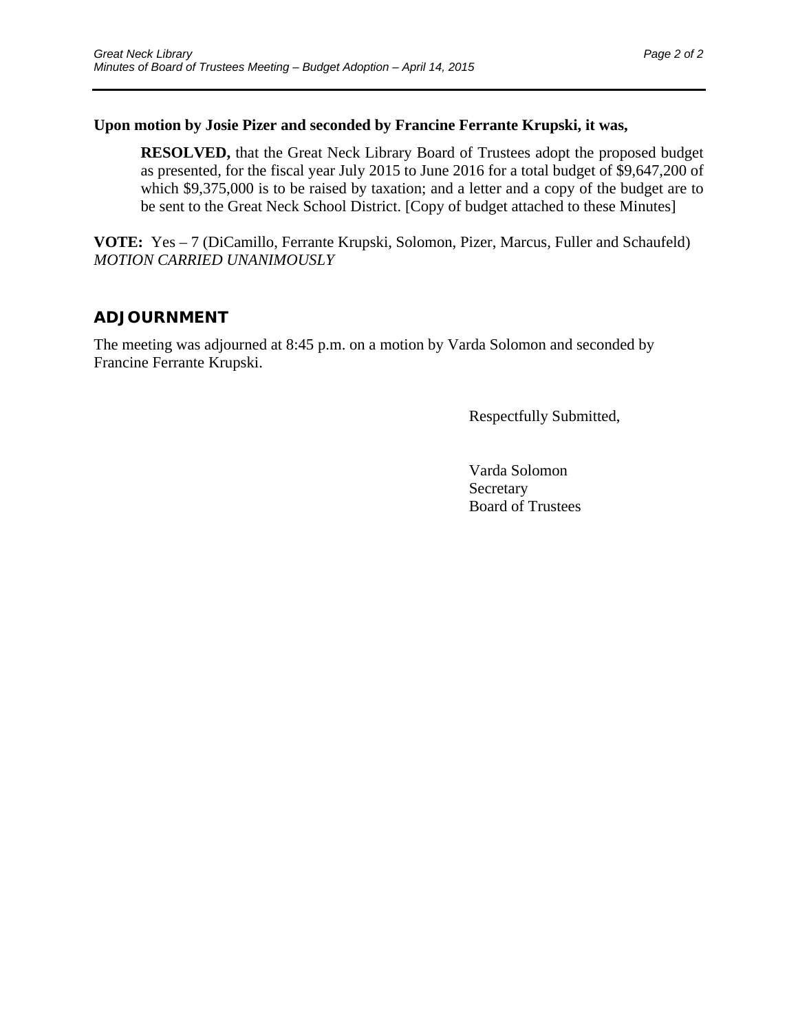**Upon motion by Josie Pizer and seconded by Francine Ferrante Krupski, it was,**

> **RESOLVED,** that the Great Neck Library Board of Trustees adopt the proposed budget as presented, for the fiscal year July 2015 to June 2016 for a total budget of $9,647,200 of which $9,375,000 is to be raised by taxation; and a letter and a copy of the budget are to be sent to the Great Neck School District. [Copy of budget attached to these Minutes]

**VOTE:** Yes – 7 (DiCamillo, Ferrante Krupski, Solomon, Pizer, Marcus, Fuller and Schaufeld)
*MOTION CARRIED UNANIMOUSLY*

## ADJOURNMENT

The meeting was adjourned at 8:45 p.m. on a motion by Varda Solomon and seconded by Francine Ferrante Krupski.

Respectfully Submitted,

Varda Solomon
Secretary
Board of Trustees